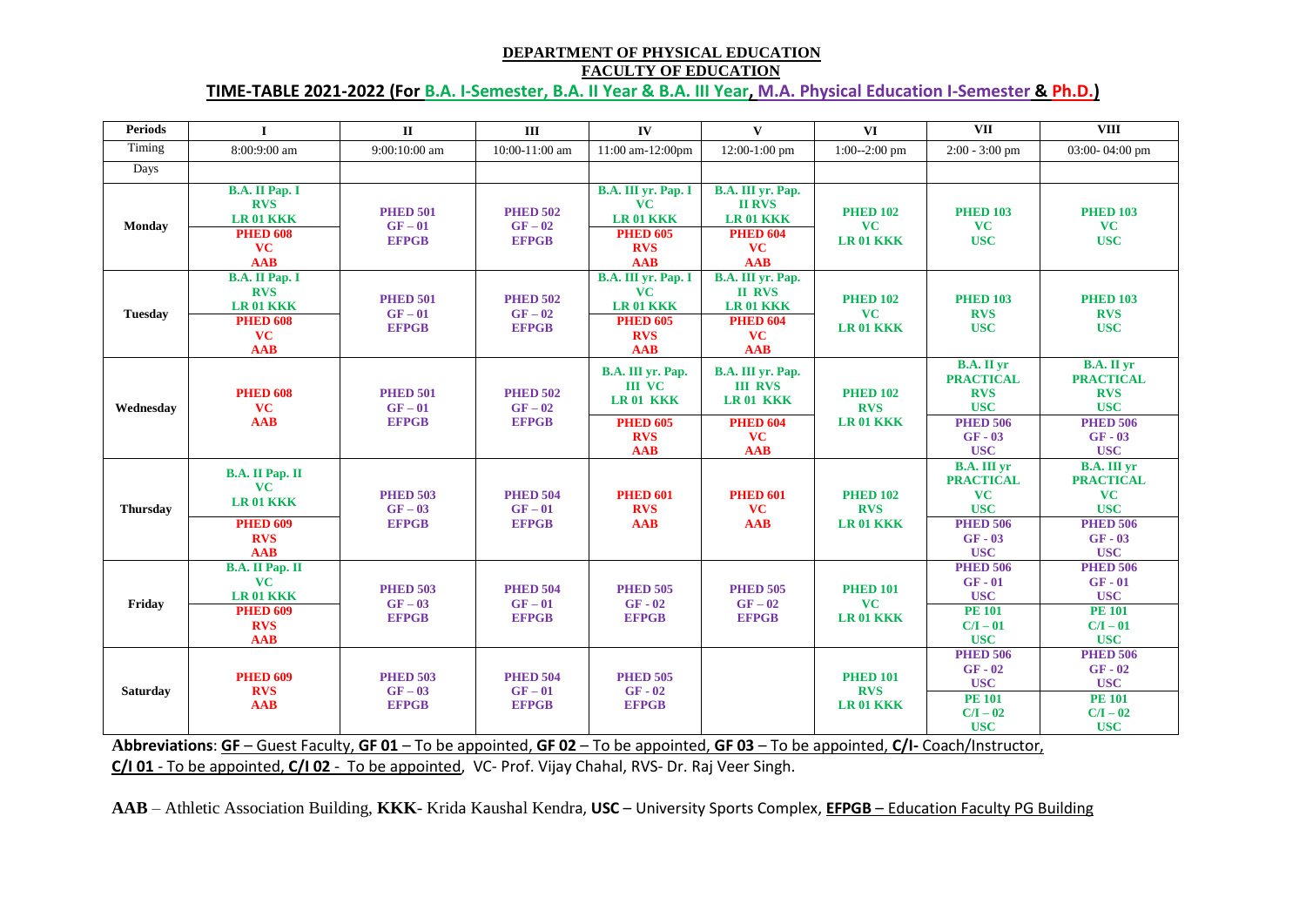**DEPARTMENT OF PHYSICAL EDUCATION**

**FACULTY OF EDUCATION**

**TIME-TABLE 2021-2022 (For B.A. I-Semester, B.A. II Year & B.A. III Year, M.A. Physical Education I-Semester & Ph.D.)**

| Periods | I | II | III | IV | V | VI | VII | VIII |
|---|---|---|---|---|---|---|---|---|
| Timing | 8:00:9:00 am | 9:00:10:00 am | 10:00-11:00 am | 11:00 am-12:00pm | 12:00-1:00 pm | 1:00--2:00 pm | 2:00 - 3:00 pm | 03:00- 04:00 pm |
| Days | | | | | | | | |
| **Monday** | **B.A. II Pap. I RVS LR 01 KKK** / **PHED 608 VC AAB** | **PHED 501 GF – 01 EFPGB** | **PHED 502 GF – 02 EFPGB** | **B.A. III yr. Pap. I VC LR 01 KKK** / **PHED 605 VC AAB** | **B.A. III yr. Pap. II RVS LR 01 KKK** / **PHED 604 VC AAB** | **PHED 102 VC LR 01 KKK** | **PHED 103 VC USC** | **PHED 103 VC USC** |
| **Tuesday** | **B.A. II Pap. I RVS LR 01 KKK** / **PHED 608 VC AAB** | **PHED 501 GF – 01 EFPGB** | **PHED 502 GF – 02 EFPGB** | **B.A. III yr. Pap. I VC LR 01 KKK** / **PHED 605 RVS AAB** | **B.A. III yr. Pap. II RVS LR 01 KKK** / **PHED 604 VC AAB** | **PHED 102 VC LR 01 KKK** | **PHED 103 RVS USC** | **PHED 103 RVS USC** |
| **Wednesday** | **PHED 608 VC AAB** | **PHED 501 GF – 01 EFPGB** | **PHED 502 GF – 02 EFPGB** | **B.A. III yr. Pap. III VC LR 01 KKK** / **PHED 605 RVS AAB** | **B.A. III yr. Pap. III RVS LR 01 KKK** / **PHED 604 VC AAB** | **PHED 102 RVS LR 01 KKK** | **B.A. II yr PRACTICAL RVS USC** / **PHED 506 GF - 03 USC** | **B.A. II yr PRACTICAL RVS USC** / **PHED 506 GF - 03 USC** |
| **Thursday** | **B.A. II Pap. II VC LR 01 KKK** / **PHED 609 RVS AAB** | **PHED 503 GF – 03 EFPGB** | **PHED 504 GF – 01 EFPGB** | **PHED 601 RVS AAB** | **PHED 601 VC AAB** | **PHED 102 RVS LR 01 KKK** | **B.A. III yr PRACTICAL VC USC** / **PHED 506 GF - 03 USC** | **B.A. III yr PRACTICAL VC USC** / **PHED 506 GF - 03 USC** |
| **Friday** | **B.A. II Pap. II VC LR 01 KKK** / **PHED 609 RVS AAB** | **PHED 503 GF – 03 EFPGB** | **PHED 504 GF – 01 EFPGB** | **PHED 505 GF - 02 EFPGB** | **PHED 505 GF – 02 EFPGB** | **PHED 101 VC LR 01 KKK** | **PHED 506 GF - 01 USC** / **PE 101 C/I – 01 USC** | **PHED 506 GF - 01 USC** / **PE 101 C/I – 01 USC** |
| **Saturday** | **PHED 609 RVS AAB** | **PHED 503 GF – 03 EFPGB** | **PHED 504 GF – 01 EFPGB** | **PHED 505 GF - 02 EFPGB** | | **PHED 101 RVS LR 01 KKK** | **PHED 506 GF - 02 USC** / **PE 101 C/I – 02 USC** | **PHED 506 GF - 02 USC** / **PE 101 C/I – 02 USC** |

**Abbreviations**: GF – Guest Faculty, **GF 01** – To be appointed, **GF 02** – To be appointed, **GF 03** – To be appointed, **C/I-** Coach/Instructor, **C/I 01** - To be appointed, **C/I 02** - To be appointed, VC- Prof. Vijay Chahal, RVS- Dr. Raj Veer Singh.

**AAB** – Athletic Association Building, **KKK**- Krida Kaushal Kendra, **USC** – University Sports Complex, **EFPGB** – Education Faculty PG Building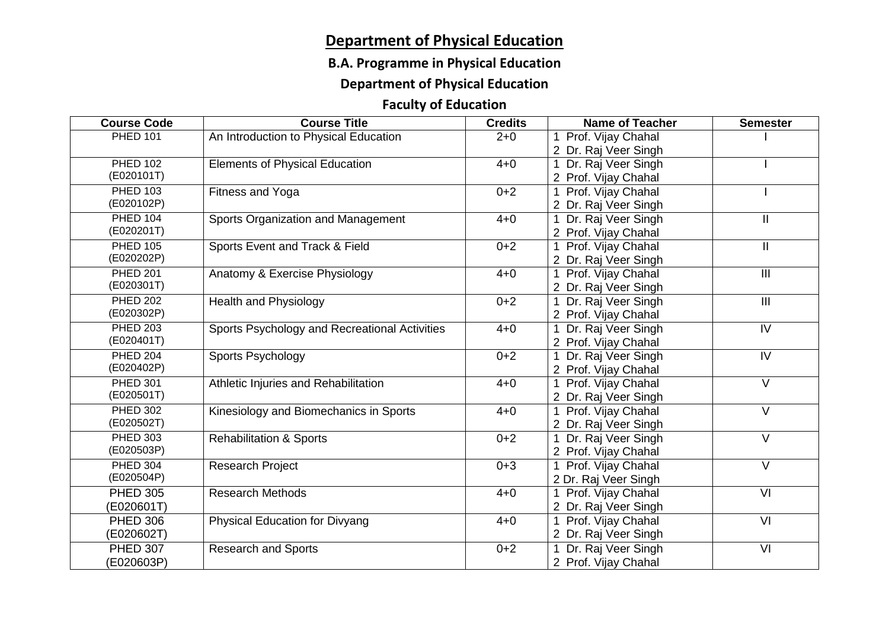# Department of Physical Education

## B.A. Programme in Physical Education

## Department of Physical Education

## Faculty of Education

| Course Code | Course Title | Credits | Name of Teacher | Semester |
|---|---|---|---|---|
| PHED 101 | An Introduction to Physical Education | 2+0 | 1 Prof. Vijay Chahal<br>2 Dr. Raj Veer Singh | I |
| PHED 102 (E020101T) | Elements of Physical Education | 4+0 | 1 Dr. Raj Veer Singh<br>2 Prof. Vijay Chahal | I |
| PHED 103 (E020102P) | Fitness and Yoga | 0+2 | 1 Prof. Vijay Chahal<br>2 Dr. Raj Veer Singh | I |
| PHED 104 (E020201T) | Sports Organization and Management | 4+0 | 1 Dr. Raj Veer Singh<br>2 Prof. Vijay Chahal | II |
| PHED 105 (E020202P) | Sports Event and Track & Field | 0+2 | 1 Prof. Vijay Chahal<br>2 Dr. Raj Veer Singh | II |
| PHED 201 (E020301T) | Anatomy & Exercise Physiology | 4+0 | 1 Prof. Vijay Chahal<br>2 Dr. Raj Veer Singh | III |
| PHED 202 (E020302P) | Health and Physiology | 0+2 | 1 Dr. Raj Veer Singh<br>2 Prof. Vijay Chahal | III |
| PHED 203 (E020401T) | Sports Psychology and Recreational Activities | 4+0 | 1 Dr. Raj Veer Singh<br>2 Prof. Vijay Chahal | IV |
| PHED 204 (E020402P) | Sports Psychology | 0+2 | 1 Dr. Raj Veer Singh<br>2 Prof. Vijay Chahal | IV |
| PHED 301 (E020501T) | Athletic Injuries and Rehabilitation | 4+0 | 1 Prof. Vijay Chahal<br>2 Dr. Raj Veer Singh | V |
| PHED 302 (E020502T) | Kinesiology and Biomechanics in Sports | 4+0 | 1 Prof. Vijay Chahal<br>2 Dr. Raj Veer Singh | V |
| PHED 303 (E020503P) | Rehabilitation & Sports | 0+2 | 1 Dr. Raj Veer Singh<br>2 Prof. Vijay Chahal | V |
| PHED 304 (E020504P) | Research Project | 0+3 | 1 Prof. Vijay Chahal<br>2 Dr. Raj Veer Singh | V |
| PHED 305 (E020601T) | Research Methods | 4+0 | 1 Prof. Vijay Chahal<br>2 Dr. Raj Veer Singh | VI |
| PHED 306 (E020602T) | Physical Education for Divyang | 4+0 | 1 Prof. Vijay Chahal<br>2 Dr. Raj Veer Singh | VI |
| PHED 307 (E020603P) | Research and Sports | 0+2 | 1 Dr. Raj Veer Singh<br>2 Prof. Vijay Chahal | VI |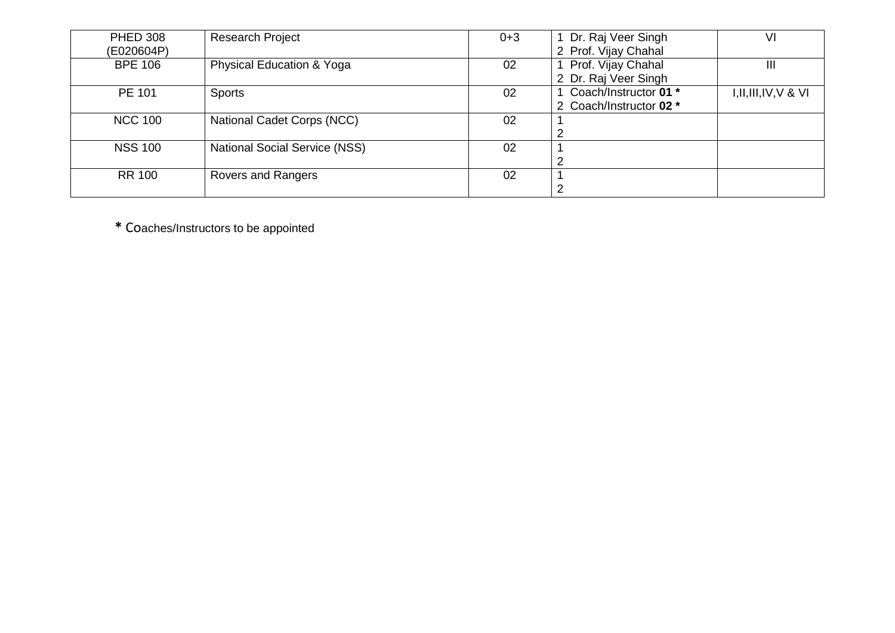| PHED 308 (E020604P) | Research Project | 0+3 | 1 Dr. Raj Veer Singh<br>2 Prof. Vijay Chahal | VI |
|---|---|---|---|---|
| BPE 106 | Physical Education & Yoga | 02 | 1 Prof. Vijay Chahal<br>2 Dr. Raj Veer Singh | III |
| PE 101 | Sports | 02 | 1 Coach/Instructor **01 ***<br>2 Coach/Instructor **02 *** | I,II,III,IV,V & VI |
| NCC 100 | National Cadet Corps (NCC) | 02 | 1<br>2 | |
| NSS 100 | National Social Service (NSS) | 02 | 1<br>2 | |
| RR 100 | Rovers and Rangers | 02 | 1<br>2 | |

* Coaches/Instructors to be appointed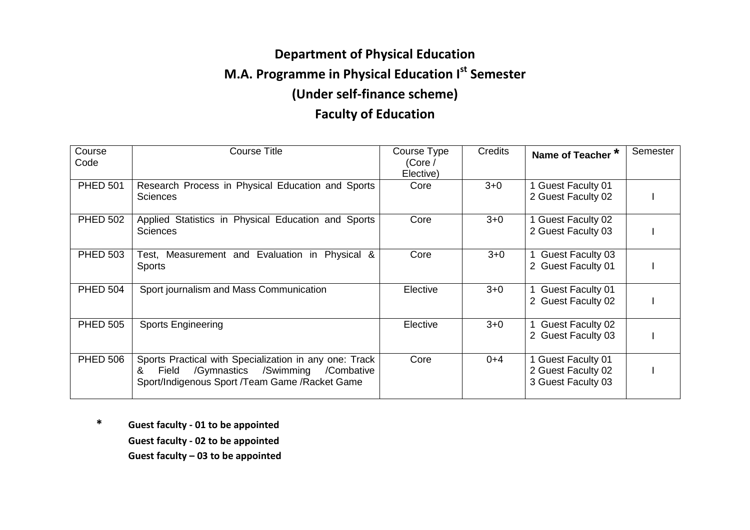# Department of Physical Education

## M.A. Programme in Physical Education I[st] Semester

## (Under self-finance scheme)

## Faculty of Education

| Course Code | Course Title | Course Type (Core / Elective) | Credits | Name of Teacher * | Semester |
|---|---|---|---|---|---|
| PHED 501 | Research Process in Physical Education and Sports Sciences | Core | 3+0 | 1 Guest Faculty 01<br>2 Guest Faculty 02 | I |
| PHED 502 | Applied Statistics in Physical Education and Sports Sciences | Core | 3+0 | 1 Guest Faculty 02<br>2 Guest Faculty 03 | I |
| PHED 503 | Test, Measurement and Evaluation in Physical & Sports | Core | 3+0 | 1 Guest Faculty 03<br>2 Guest Faculty 01 | I |
| PHED 504 | Sport journalism and Mass Communication | Elective | 3+0 | 1 Guest Faculty 01<br>2 Guest Faculty 02 | I |
| PHED 505 | Sports Engineering | Elective | 3+0 | 1 Guest Faculty 02<br>2 Guest Faculty 03 | I |
| PHED 506 | Sports Practical with Specialization in any one: Track & Field /Gymnastics /Swimming /Combative Sport/Indigenous Sport /Team Game /Racket Game | Core | 0+4 | 1 Guest Faculty 01<br>2 Guest Faculty 02<br>3 Guest Faculty 03 | I |

**\*** **Guest faculty - 01 to be appointed**
**Guest faculty - 02 to be appointed**
**Guest faculty – 03 to be appointed**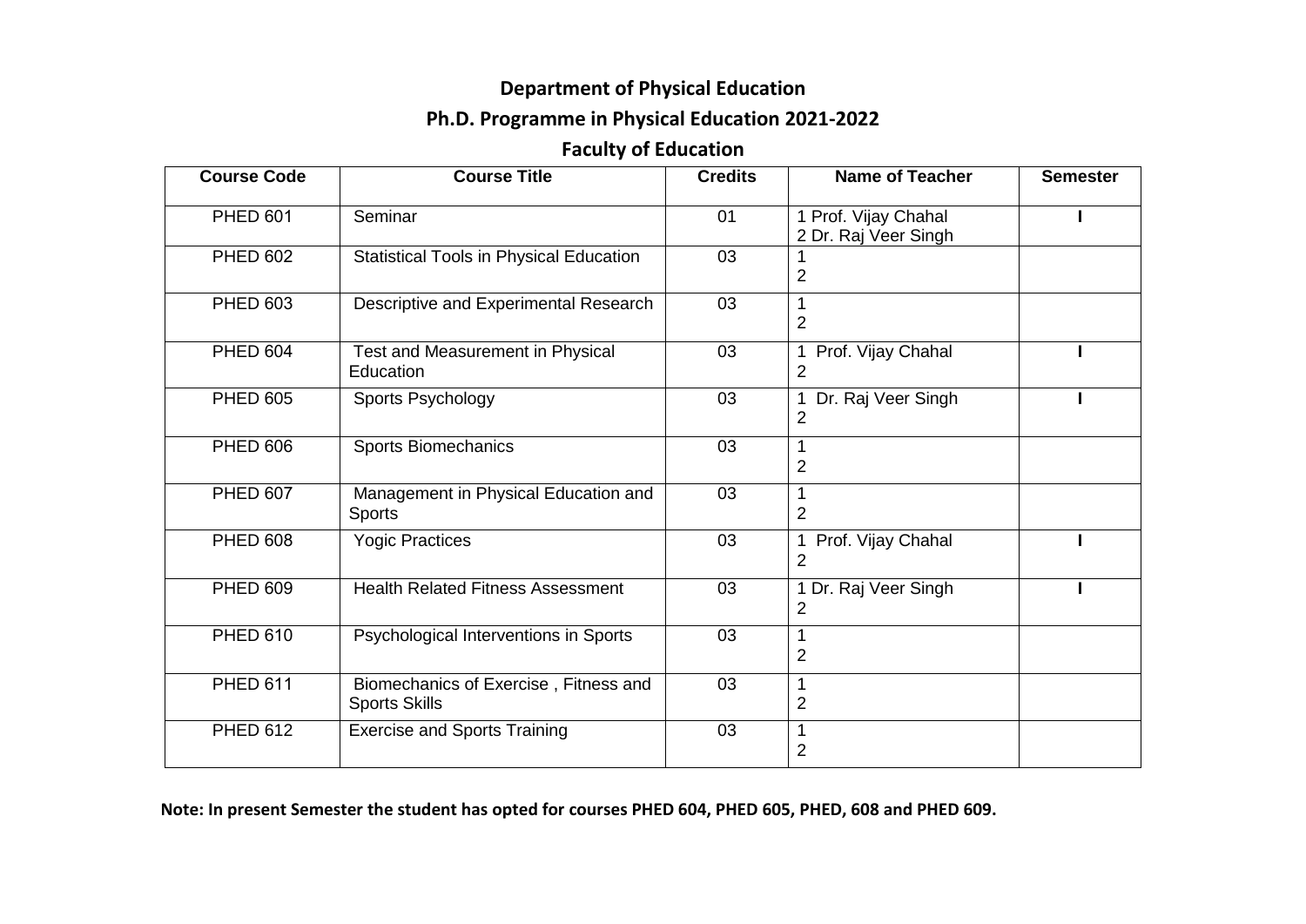## Department of Physical Education

## Ph.D. Programme in Physical Education 2021-2022

## Faculty of Education

| Course Code | Course Title | Credits | Name of Teacher | Semester |
|---|---|---|---|---|
| PHED 601 | Seminar | 01 | 1 Prof. Vijay Chahal<br>2 Dr. Raj Veer Singh | I |
| PHED 602 | Statistical Tools in Physical Education | 03 | 1<br>2 | |
| PHED 603 | Descriptive and Experimental Research | 03 | 1<br>2 | |
| PHED 604 | Test and Measurement in Physical Education | 03 | 1 Prof. Vijay Chahal<br>2 | I |
| PHED 605 | Sports Psychology | 03 | 1 Dr. Raj Veer Singh<br>2 | I |
| PHED 606 | Sports Biomechanics | 03 | 1<br>2 | |
| PHED 607 | Management in Physical Education and Sports | 03 | 1<br>2 | |
| PHED 608 | Yogic Practices | 03 | 1 Prof. Vijay Chahal<br>2 | I |
| PHED 609 | Health Related Fitness Assessment | 03 | 1 Dr. Raj Veer Singh<br>2 | I |
| PHED 610 | Psychological Interventions in Sports | 03 | 1<br>2 | |
| PHED 611 | Biomechanics of Exercise , Fitness and Sports Skills | 03 | 1<br>2 | |
| PHED 612 | Exercise and Sports Training | 03 | 1<br>2 | |

**Note: In present Semester the student has opted for courses PHED 604, PHED 605, PHED, 608 and PHED 609.**